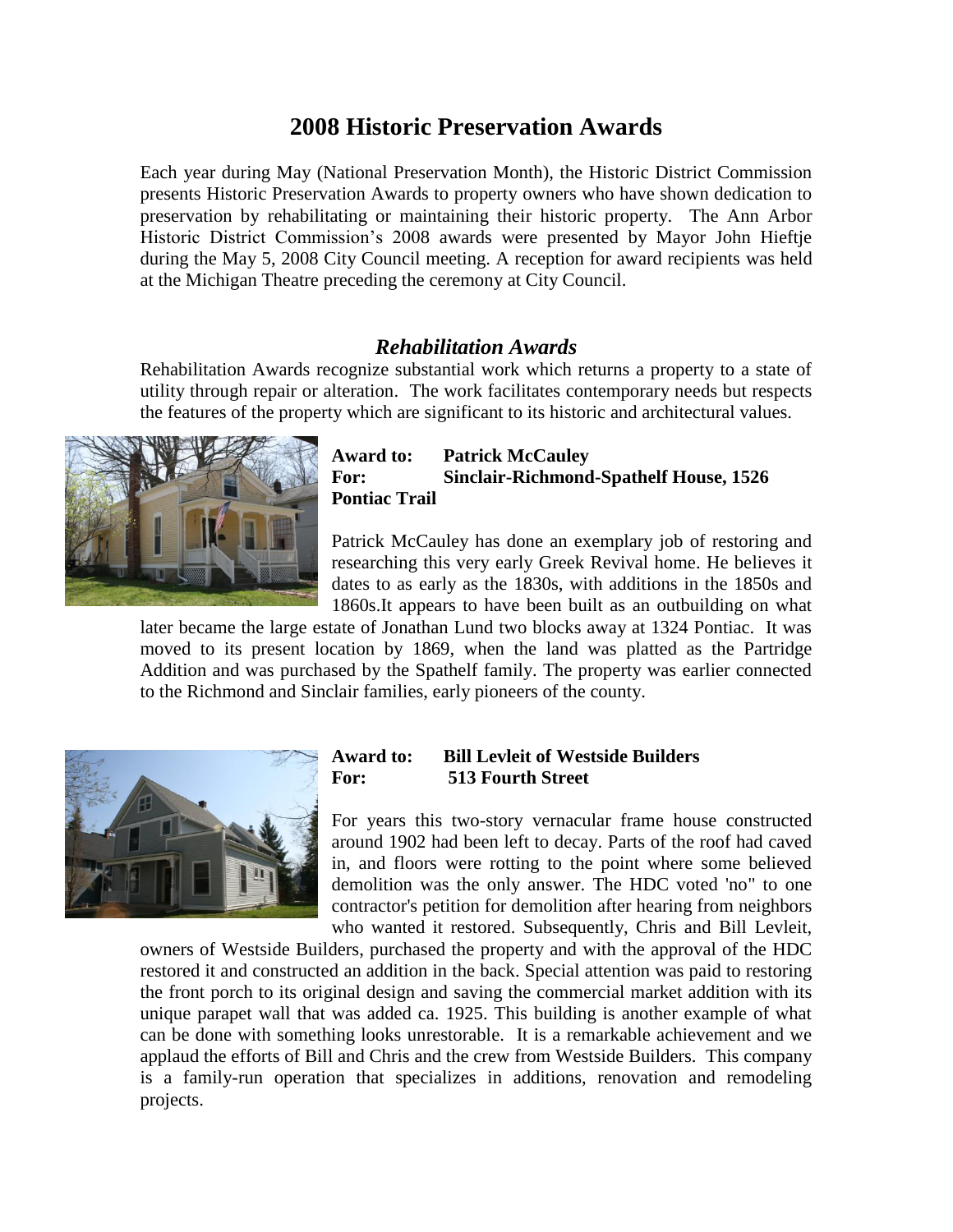# 2008 Historic Preservation Awards

Each year during May (National Preservation Month), the Historic District Commission presents Historic Preservation Awards to property owners who have shown dedication to preservation by rehabilitating or maintaining their historic property. The Ann Arbor Historic District Commission's 2008 awards were presented by Mayor John Hieftje during the May 5, 2008 City Council meeting. A reception for award recipients was held at the Michigan Theatre preceding the ceremony at City Council.

## *Rehabilitation Awards*

Rehabilitation Awards recognize substantial work which returns a property to a state of utility through repair or alteration. The work facilitates contemporary needs but respects the features of the property which are significant to its historic and architectural values.

**Award to:** **Patrick McCauley**
**For:** **Sinclair-Richmond-Spathelf House, 1526 Pontiac Trail**

Patrick McCauley has done an exemplary job of restoring and researching this very early Greek Revival home. He believes it dates to as early as the 1830s, with additions in the 1850s and 1860s.It appears to have been built as an outbuilding on what later became the large estate of Jonathan Lund two blocks away at 1324 Pontiac. It was moved to its present location by 1869, when the land was platted as the Partridge Addition and was purchased by the Spathelf family. The property was earlier connected to the Richmond and Sinclair families, early pioneers of the county.

**Award to:** **Bill Levleit of Westside Builders**
**For:** **513 Fourth Street**

For years this two-story vernacular frame house constructed around 1902 had been left to decay. Parts of the roof had caved in, and floors were rotting to the point where some believed demolition was the only answer. The HDC voted 'no" to one contractor's petition for demolition after hearing from neighbors who wanted it restored. Subsequently, Chris and Bill Levleit, owners of Westside Builders, purchased the property and with the approval of the HDC restored it and constructed an addition in the back. Special attention was paid to restoring the front porch to its original design and saving the commercial market addition with its unique parapet wall that was added ca. 1925. This building is another example of what can be done with something looks unrestorable. It is a remarkable achievement and we applaud the efforts of Bill and Chris and the crew from Westside Builders. This company is a family-run operation that specializes in additions, renovation and remodeling projects.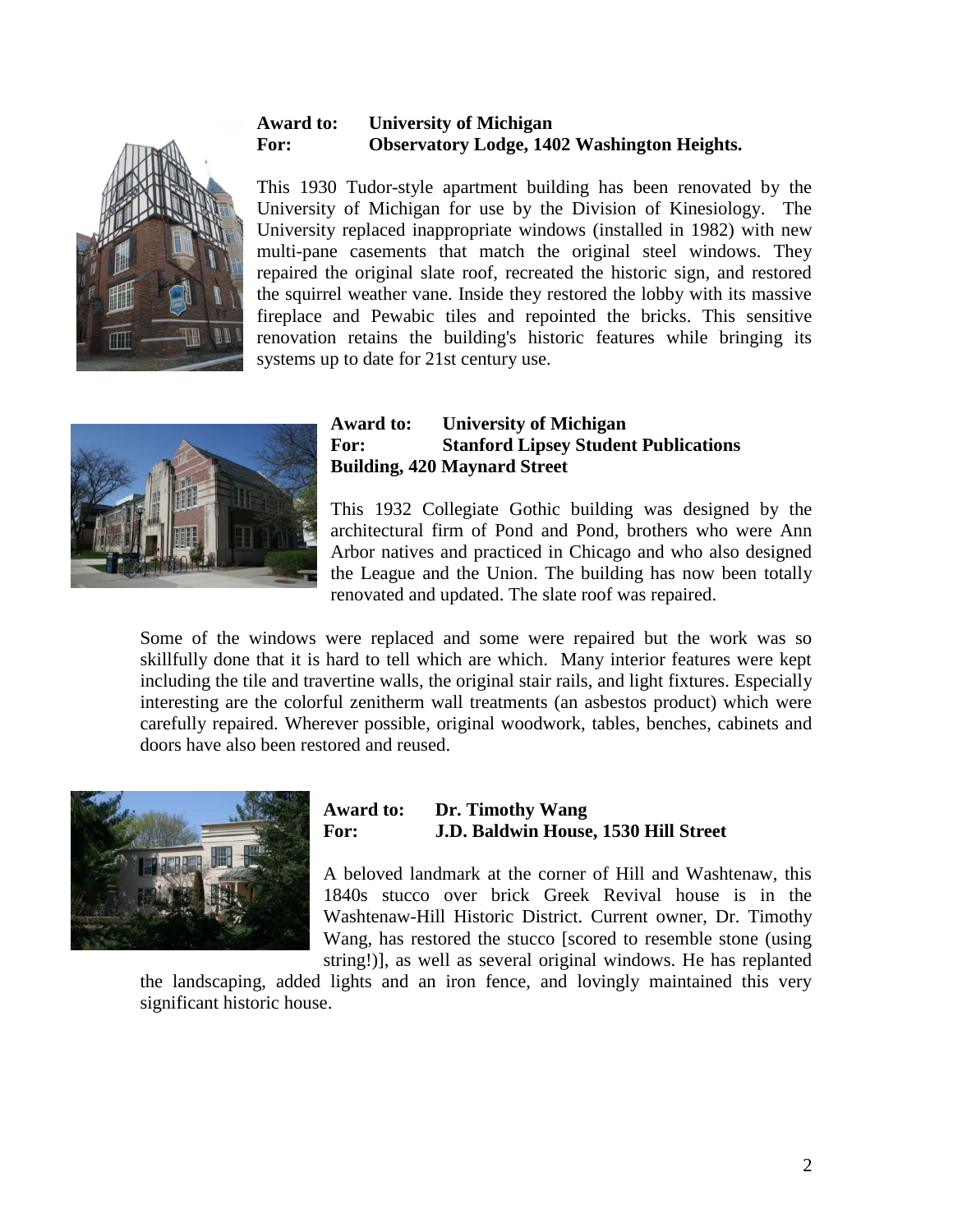**Award to:** **University of Michigan**
**For:** **Observatory Lodge, 1402 Washington Heights.**

This 1930 Tudor-style apartment building has been renovated by the University of Michigan for use by the Division of Kinesiology. The University replaced inappropriate windows (installed in 1982) with new multi-pane casements that match the original steel windows. They repaired the original slate roof, recreated the historic sign, and restored the squirrel weather vane. Inside they restored the lobby with its massive fireplace and Pewabic tiles and repointed the bricks. This sensitive renovation retains the building's historic features while bringing its systems up to date for 21st century use.

**Award to:** **University of Michigan**
**For:** **Stanford Lipsey Student Publications Building, 420 Maynard Street**

This 1932 Collegiate Gothic building was designed by the architectural firm of Pond and Pond, brothers who were Ann Arbor natives and practiced in Chicago and who also designed the League and the Union. The building has now been totally renovated and updated. The slate roof was repaired.

Some of the windows were replaced and some were repaired but the work was so skillfully done that it is hard to tell which are which. Many interior features were kept including the tile and travertine walls, the original stair rails, and light fixtures. Especially interesting are the colorful zenitherm wall treatments (an asbestos product) which were carefully repaired. Wherever possible, original woodwork, tables, benches, cabinets and doors have also been restored and reused.

**Award to:** **Dr. Timothy Wang**
**For:** **J.D. Baldwin House, 1530 Hill Street**

A beloved landmark at the corner of Hill and Washtenaw, this 1840s stucco over brick Greek Revival house is in the Washtenaw-Hill Historic District. Current owner, Dr. Timothy Wang, has restored the stucco [scored to resemble stone (using string!)], as well as several original windows. He has replanted the landscaping, added lights and an iron fence, and lovingly maintained this very significant historic house.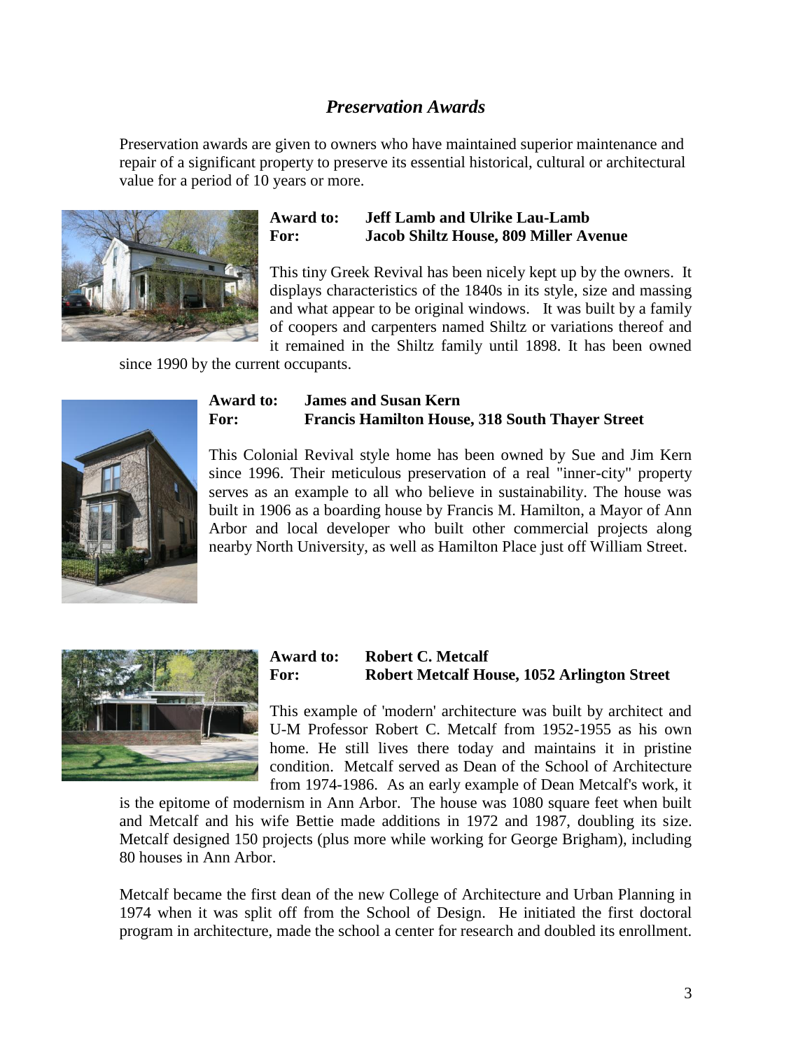## *Preservation Awards*

Preservation awards are given to owners who have maintained superior maintenance and repair of a significant property to preserve its essential historical, cultural or architectural value for a period of 10 years or more.

**Award to: Jeff Lamb and Ulrike Lau-Lamb**
**For: Jacob Shiltz House, 809 Miller Avenue**

This tiny Greek Revival has been nicely kept up by the owners. It displays characteristics of the 1840s in its style, size and massing and what appear to be original windows. It was built by a family of coopers and carpenters named Shiltz or variations thereof and it remained in the Shiltz family until 1898. It has been owned since 1990 by the current occupants.

**Award to: James and Susan Kern**
**For: Francis Hamilton House, 318 South Thayer Street**

This Colonial Revival style home has been owned by Sue and Jim Kern since 1996. Their meticulous preservation of a real "inner-city" property serves as an example to all who believe in sustainability. The house was built in 1906 as a boarding house by Francis M. Hamilton, a Mayor of Ann Arbor and local developer who built other commercial projects along nearby North University, as well as Hamilton Place just off William Street.

**Award to: Robert C. Metcalf**
**For: Robert Metcalf House, 1052 Arlington Street**

This example of 'modern' architecture was built by architect and U-M Professor Robert C. Metcalf from 1952-1955 as his own home. He still lives there today and maintains it in pristine condition. Metcalf served as Dean of the School of Architecture from 1974-1986. As an early example of Dean Metcalf's work, it is the epitome of modernism in Ann Arbor. The house was 1080 square feet when built and Metcalf and his wife Bettie made additions in 1972 and 1987, doubling its size. Metcalf designed 150 projects (plus more while working for George Brigham), including 80 houses in Ann Arbor.

Metcalf became the first dean of the new College of Architecture and Urban Planning in 1974 when it was split off from the School of Design. He initiated the first doctoral program in architecture, made the school a center for research and doubled its enrollment.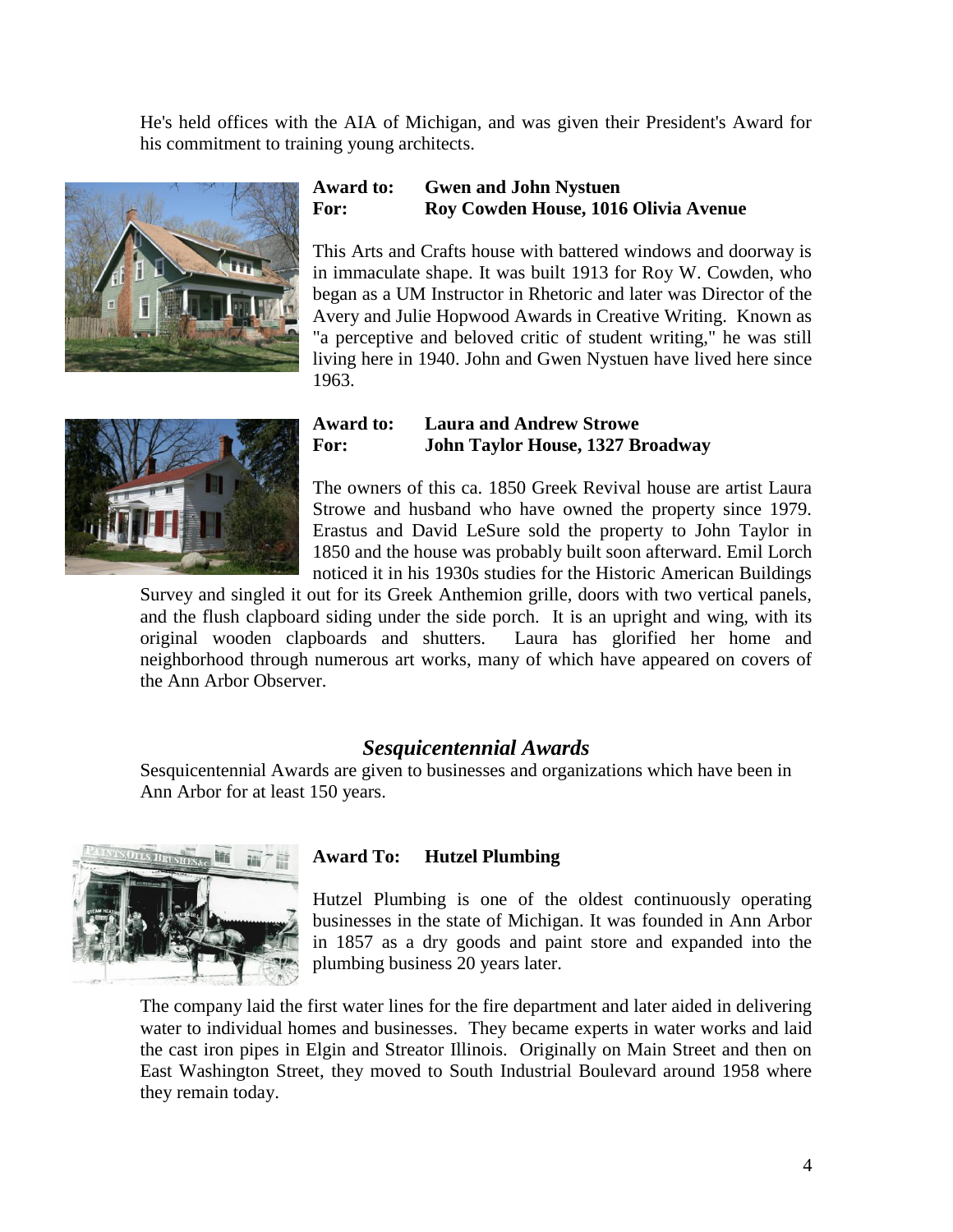He's held offices with the AIA of Michigan, and was given their President's Award for his commitment to training young architects.

**Award to: Gwen and John Nystuen**
**For: Roy Cowden House, 1016 Olivia Avenue**

This Arts and Crafts house with battered windows and doorway is in immaculate shape. It was built 1913 for Roy W. Cowden, who began as a UM Instructor in Rhetoric and later was Director of the Avery and Julie Hopwood Awards in Creative Writing. Known as "a perceptive and beloved critic of student writing," he was still living here in 1940. John and Gwen Nystuen have lived here since 1963.

**Award to: Laura and Andrew Strowe**
**For: John Taylor House, 1327 Broadway**

The owners of this ca. 1850 Greek Revival house are artist Laura Strowe and husband who have owned the property since 1979. Erastus and David LeSure sold the property to John Taylor in 1850 and the house was probably built soon afterward. Emil Lorch noticed it in his 1930s studies for the Historic American Buildings Survey and singled it out for its Greek Anthemion grille, doors with two vertical panels, and the flush clapboard siding under the side porch. It is an upright and wing, with its original wooden clapboards and shutters. Laura has glorified her home and neighborhood through numerous art works, many of which have appeared on covers of the Ann Arbor Observer.

## *Sesquicentennial Awards*

Sesquicentennial Awards are given to businesses and organizations which have been in Ann Arbor for at least 150 years.

**Award To: Hutzel Plumbing**

Hutzel Plumbing is one of the oldest continuously operating businesses in the state of Michigan. It was founded in Ann Arbor in 1857 as a dry goods and paint store and expanded into the plumbing business 20 years later.

The company laid the first water lines for the fire department and later aided in delivering water to individual homes and businesses. They became experts in water works and laid the cast iron pipes in Elgin and Streator Illinois. Originally on Main Street and then on East Washington Street, they moved to South Industrial Boulevard around 1958 where they remain today.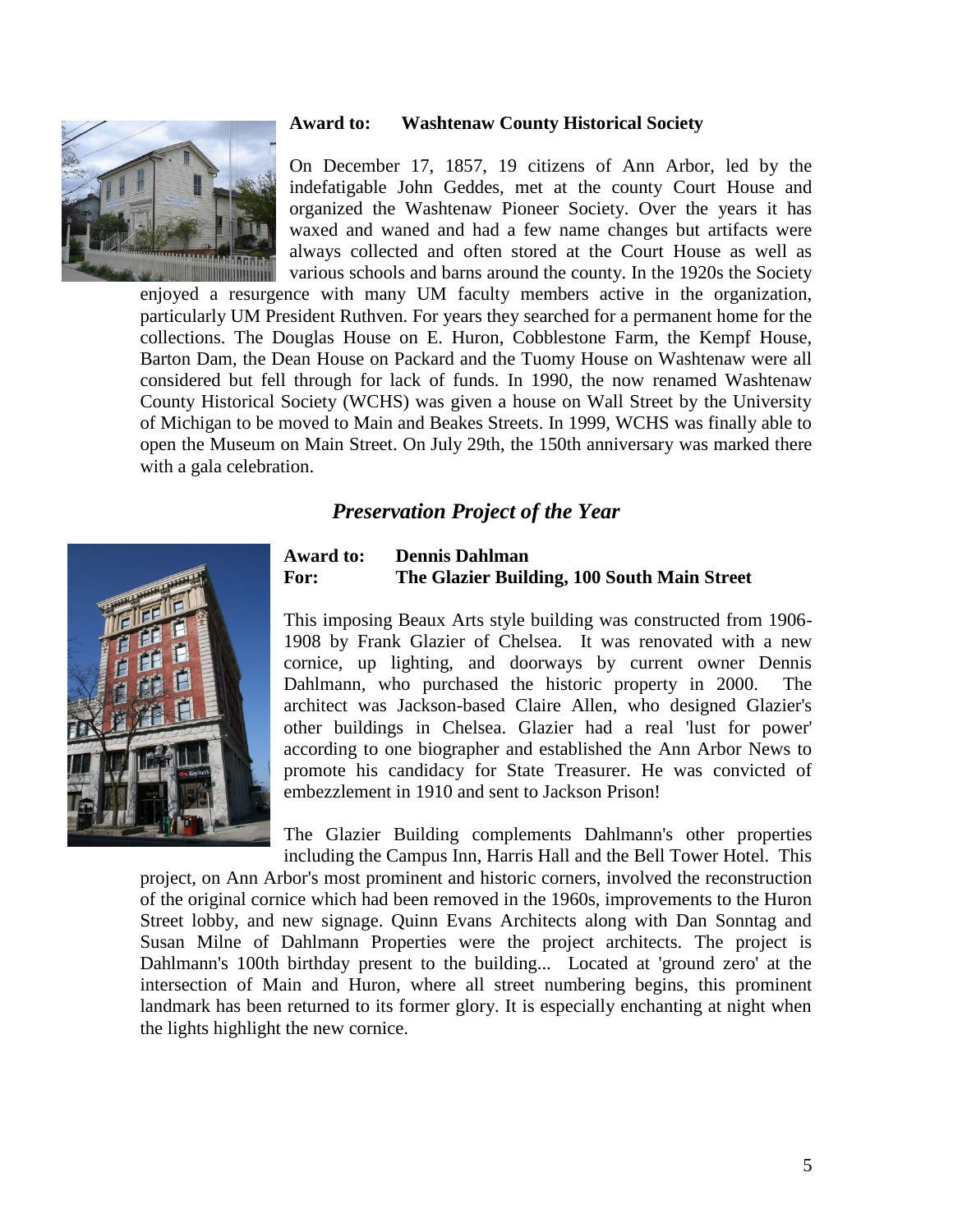**Award to: Washtenaw County Historical Society**

On December 17, 1857, 19 citizens of Ann Arbor, led by the indefatigable John Geddes, met at the county Court House and organized the Washtenaw Pioneer Society. Over the years it has waxed and waned and had a few name changes but artifacts were always collected and often stored at the Court House as well as various schools and barns around the county. In the 1920s the Society enjoyed a resurgence with many UM faculty members active in the organization, particularly UM President Ruthven. For years they searched for a permanent home for the collections. The Douglas House on E. Huron, Cobblestone Farm, the Kempf House, Barton Dam, the Dean House on Packard and the Tuomy House on Washtenaw were all considered but fell through for lack of funds. In 1990, the now renamed Washtenaw County Historical Society (WCHS) was given a house on Wall Street by the University of Michigan to be moved to Main and Beakes Streets. In 1999, WCHS was finally able to open the Museum on Main Street. On July 29th, the 150th anniversary was marked there with a gala celebration.

## *Preservation Project of the Year*

**Award to: Dennis Dahlman**
**For: The Glazier Building, 100 South Main Street**

This imposing Beaux Arts style building was constructed from 1906-1908 by Frank Glazier of Chelsea. It was renovated with a new cornice, up lighting, and doorways by current owner Dennis Dahlmann, who purchased the historic property in 2000. The architect was Jackson-based Claire Allen, who designed Glazier's other buildings in Chelsea. Glazier had a real 'lust for power' according to one biographer and established the Ann Arbor News to promote his candidacy for State Treasurer. He was convicted of embezzlement in 1910 and sent to Jackson Prison!

The Glazier Building complements Dahlmann's other properties including the Campus Inn, Harris Hall and the Bell Tower Hotel. This project, on Ann Arbor's most prominent and historic corners, involved the reconstruction of the original cornice which had been removed in the 1960s, improvements to the Huron Street lobby, and new signage. Quinn Evans Architects along with Dan Sonntag and Susan Milne of Dahlmann Properties were the project architects. The project is Dahlmann's 100th birthday present to the building... Located at 'ground zero' at the intersection of Main and Huron, where all street numbering begins, this prominent landmark has been returned to its former glory. It is especially enchanting at night when the lights highlight the new cornice.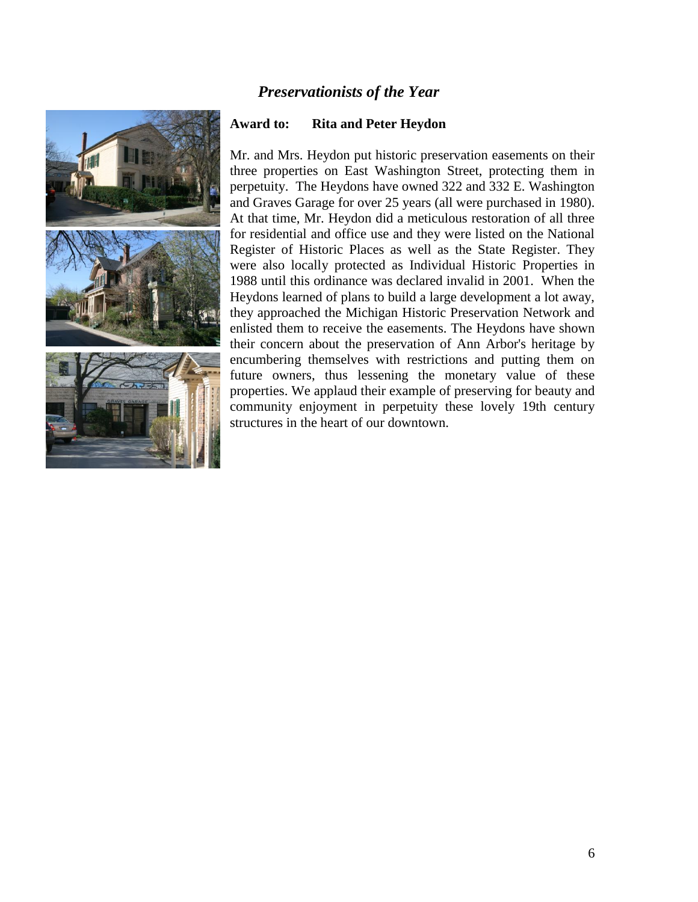## *Preservationists of the Year*

**Award to: Rita and Peter Heydon**

Mr. and Mrs. Heydon put historic preservation easements on their three properties on East Washington Street, protecting them in perpetuity. The Heydons have owned 322 and 332 E. Washington and Graves Garage for over 25 years (all were purchased in 1980). At that time, Mr. Heydon did a meticulous restoration of all three for residential and office use and they were listed on the National Register of Historic Places as well as the State Register. They were also locally protected as Individual Historic Properties in 1988 until this ordinance was declared invalid in 2001. When the Heydons learned of plans to build a large development a lot away, they approached the Michigan Historic Preservation Network and enlisted them to receive the easements. The Heydons have shown their concern about the preservation of Ann Arbor's heritage by encumbering themselves with restrictions and putting them on future owners, thus lessening the monetary value of these properties. We applaud their example of preserving for beauty and community enjoyment in perpetuity these lovely 19th century structures in the heart of our downtown.